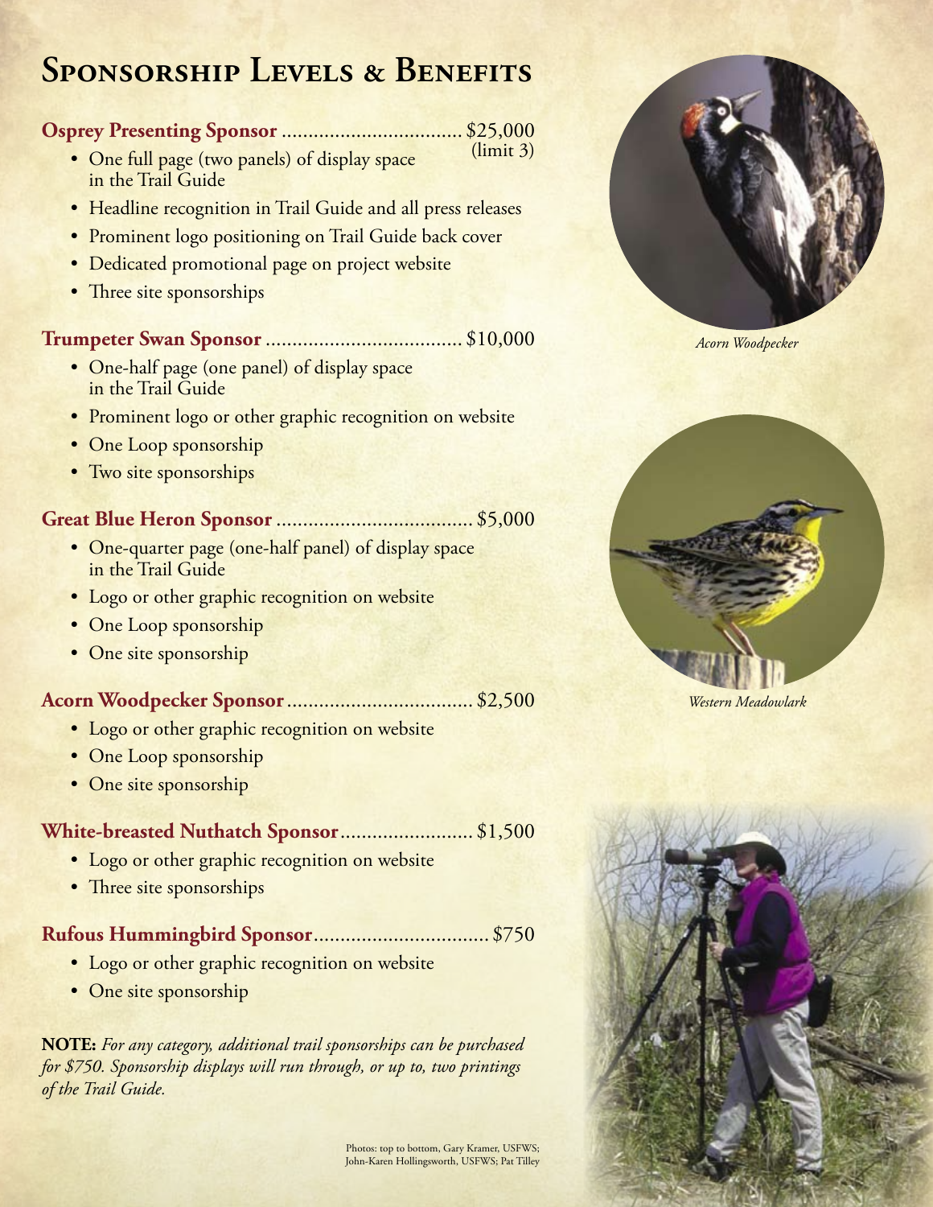# Sponsorship Levels & Benefits

**Osprey Presenting Sponsor** ................................. $25,000 (limit 3)

- One full page (two panels) of display space in the Trail Guide
- Headline recognition in Trail Guide and all press releases
- Prominent logo positioning on Trail Guide back cover
- Dedicated promotional page on project website
- Three site sponsorships

**Trumpeter Swan Sponsor** .................................... $10,000

- One-half page (one panel) of display space in the Trail Guide
- Prominent logo or other graphic recognition on website
- One Loop sponsorship
- Two site sponsorships

**Great Blue Heron Sponsor** .................................... $5,000

- One-quarter page (one-half panel) of display space in the Trail Guide
- Logo or other graphic recognition on website
- One Loop sponsorship
- One site sponsorship

**Acorn Woodpecker Sponsor** .................................. $2,500

- Logo or other graphic recognition on website
- One Loop sponsorship
- One site sponsorship

**White-breasted Nuthatch Sponsor** ........................ $1,500

- Logo or other graphic recognition on website
- Three site sponsorships

**Rufous Hummingbird Sponsor** ................................ $750

- Logo or other graphic recognition on website
- One site sponsorship

**NOTE:** *For any category, additional trail sponsorships can be purchased for $750. Sponsorship displays will run through, or up to, two printings of the Trail Guide.*

*Acorn Woodpecker*

*Western Meadowlark*

Photos: top to bottom, Gary Kramer, USFWS; John-Karen Hollingsworth, USFWS; Pat Tilley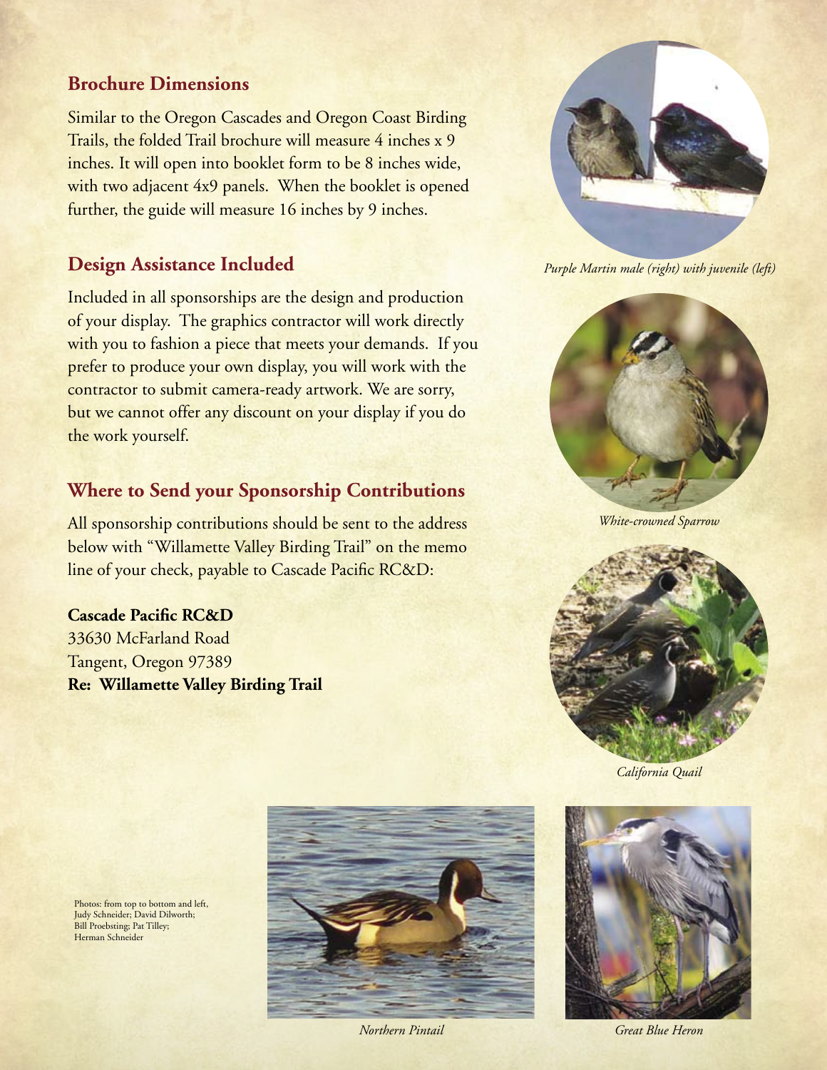## Brochure Dimensions

Similar to the Oregon Cascades and Oregon Coast Birding Trails, the folded Trail brochure will measure 4 inches x 9 inches. It will open into booklet form to be 8 inches wide, with two adjacent 4x9 panels. When the booklet is opened further, the guide will measure 16 inches by 9 inches.

## Design Assistance Included

Included in all sponsorships are the design and production of your display. The graphics contractor will work directly with you to fashion a piece that meets your demands. If you prefer to produce your own display, you will work with the contractor to submit camera-ready artwork. We are sorry, but we cannot offer any discount on your display if you do the work yourself.

## Where to Send your Sponsorship Contributions

All sponsorship contributions should be sent to the address below with "Willamette Valley Birding Trail" on the memo line of your check, payable to Cascade Pacific RC&D:

**Cascade Pacific RC&D**
33630 McFarland Road
Tangent, Oregon 97389
**Re: Willamette Valley Birding Trail**

*Purple Martin male (right) with juvenile (left)*

*White-crowned Sparrow*

*California Quail*

Photos: from top to bottom and left, Judy Schneider; David Dilworth; Bill Proebsting; Pat Tilley; Herman Schneider

*Northern Pintail*

*Great Blue Heron*